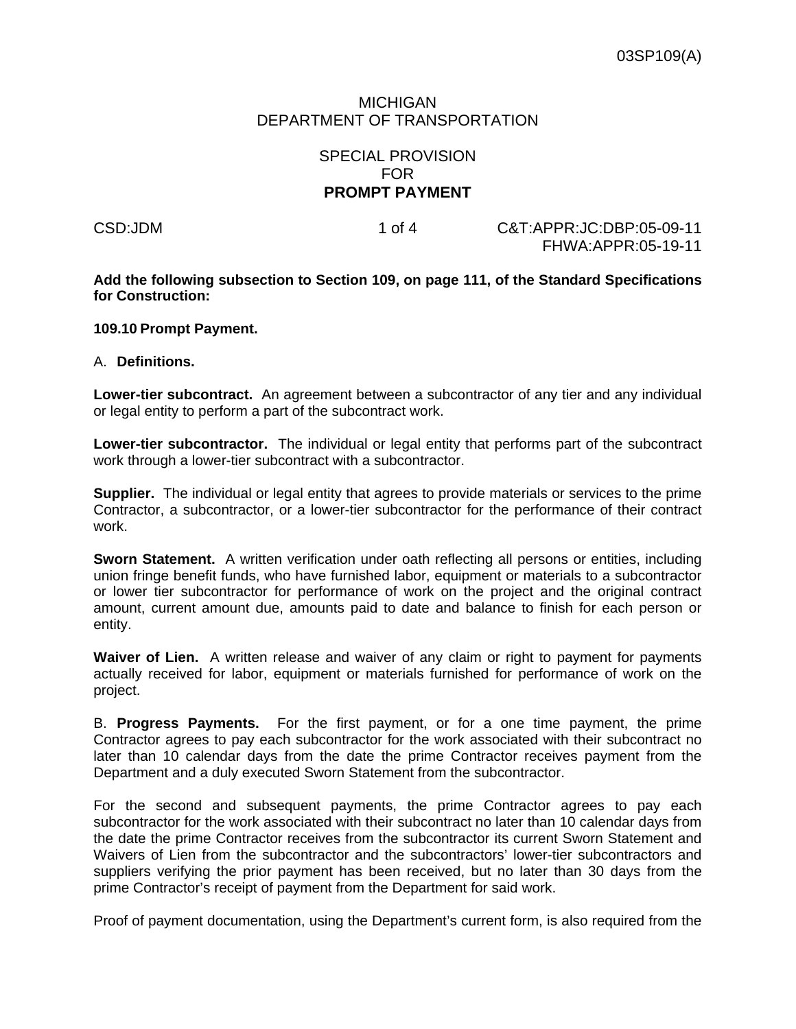03SP109(A)

MICHIGAN
DEPARTMENT OF TRANSPORTATION

SPECIAL PROVISION
FOR
**PROMPT PAYMENT**

CSD:JDM | C&T:APPR:JC:DBP:05-09-11
FHWA:APPR:05-19-11

**Add the following subsection to Section 109, on page 111, of the Standard Specifications for Construction:**

**109.10 Prompt Payment.**

A. **Definitions.**

**Lower-tier subcontract.** An agreement between a subcontractor of any tier and any individual or legal entity to perform a part of the subcontract work.

**Lower-tier subcontractor.** The individual or legal entity that performs part of the subcontract work through a lower-tier subcontract with a subcontractor.

**Supplier.** The individual or legal entity that agrees to provide materials or services to the prime Contractor, a subcontractor, or a lower-tier subcontractor for the performance of their contract work.

**Sworn Statement.** A written verification under oath reflecting all persons or entities, including union fringe benefit funds, who have furnished labor, equipment or materials to a subcontractor or lower tier subcontractor for performance of work on the project and the original contract amount, current amount due, amounts paid to date and balance to finish for each person or entity.

**Waiver of Lien.** A written release and waiver of any claim or right to payment for payments actually received for labor, equipment or materials furnished for performance of work on the project.

B. **Progress Payments.** For the first payment, or for a one time payment, the prime Contractor agrees to pay each subcontractor for the work associated with their subcontract no later than 10 calendar days from the date the prime Contractor receives payment from the Department and a duly executed Sworn Statement from the subcontractor.

For the second and subsequent payments, the prime Contractor agrees to pay each subcontractor for the work associated with their subcontract no later than 10 calendar days from the date the prime Contractor receives from the subcontractor its current Sworn Statement and Waivers of Lien from the subcontractor and the subcontractors' lower-tier subcontractors and suppliers verifying the prior payment has been received, but no later than 30 days from the prime Contractor's receipt of payment from the Department for said work.

Proof of payment documentation, using the Department's current form, is also required from the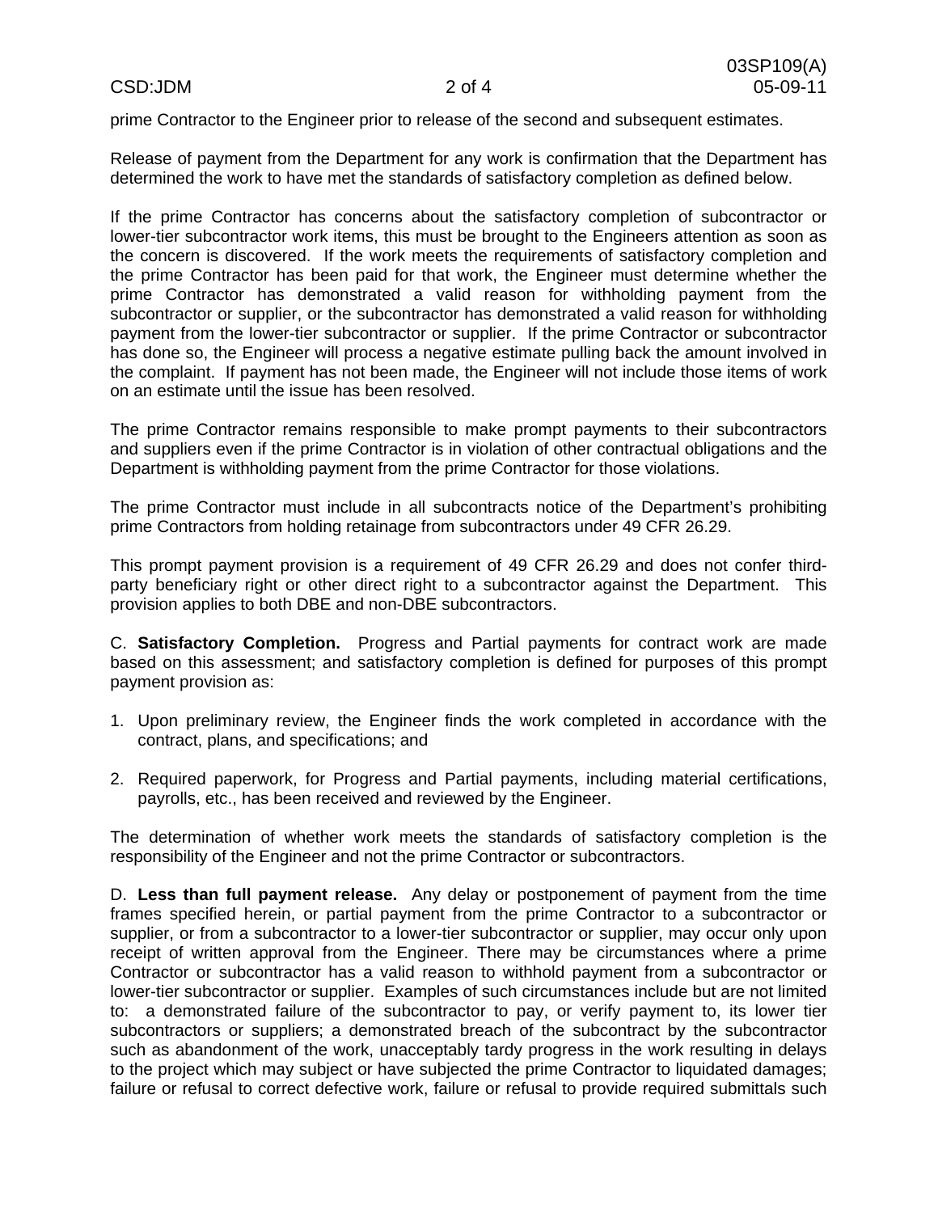prime Contractor to the Engineer prior to release of the second and subsequent estimates.

Release of payment from the Department for any work is confirmation that the Department has determined the work to have met the standards of satisfactory completion as defined below.

If the prime Contractor has concerns about the satisfactory completion of subcontractor or lower-tier subcontractor work items, this must be brought to the Engineers attention as soon as the concern is discovered. If the work meets the requirements of satisfactory completion and the prime Contractor has been paid for that work, the Engineer must determine whether the prime Contractor has demonstrated a valid reason for withholding payment from the subcontractor or supplier, or the subcontractor has demonstrated a valid reason for withholding payment from the lower-tier subcontractor or supplier. If the prime Contractor or subcontractor has done so, the Engineer will process a negative estimate pulling back the amount involved in the complaint. If payment has not been made, the Engineer will not include those items of work on an estimate until the issue has been resolved.

The prime Contractor remains responsible to make prompt payments to their subcontractors and suppliers even if the prime Contractor is in violation of other contractual obligations and the Department is withholding payment from the prime Contractor for those violations.

The prime Contractor must include in all subcontracts notice of the Department's prohibiting prime Contractors from holding retainage from subcontractors under 49 CFR 26.29.

This prompt payment provision is a requirement of 49 CFR 26.29 and does not confer third-party beneficiary right or other direct right to a subcontractor against the Department. This provision applies to both DBE and non-DBE subcontractors.

C. **Satisfactory Completion.** Progress and Partial payments for contract work are made based on this assessment; and satisfactory completion is defined for purposes of this prompt payment provision as:

1. Upon preliminary review, the Engineer finds the work completed in accordance with the contract, plans, and specifications; and

2. Required paperwork, for Progress and Partial payments, including material certifications, payrolls, etc., has been received and reviewed by the Engineer.

The determination of whether work meets the standards of satisfactory completion is the responsibility of the Engineer and not the prime Contractor or subcontractors.

D. **Less than full payment release.** Any delay or postponement of payment from the time frames specified herein, or partial payment from the prime Contractor to a subcontractor or supplier, or from a subcontractor to a lower-tier subcontractor or supplier, may occur only upon receipt of written approval from the Engineer. There may be circumstances where a prime Contractor or subcontractor has a valid reason to withhold payment from a subcontractor or lower-tier subcontractor or supplier. Examples of such circumstances include but are not limited to: a demonstrated failure of the subcontractor to pay, or verify payment to, its lower tier subcontractors or suppliers; a demonstrated breach of the subcontract by the subcontractor such as abandonment of the work, unacceptably tardy progress in the work resulting in delays to the project which may subject or have subjected the prime Contractor to liquidated damages; failure or refusal to correct defective work, failure or refusal to provide required submittals such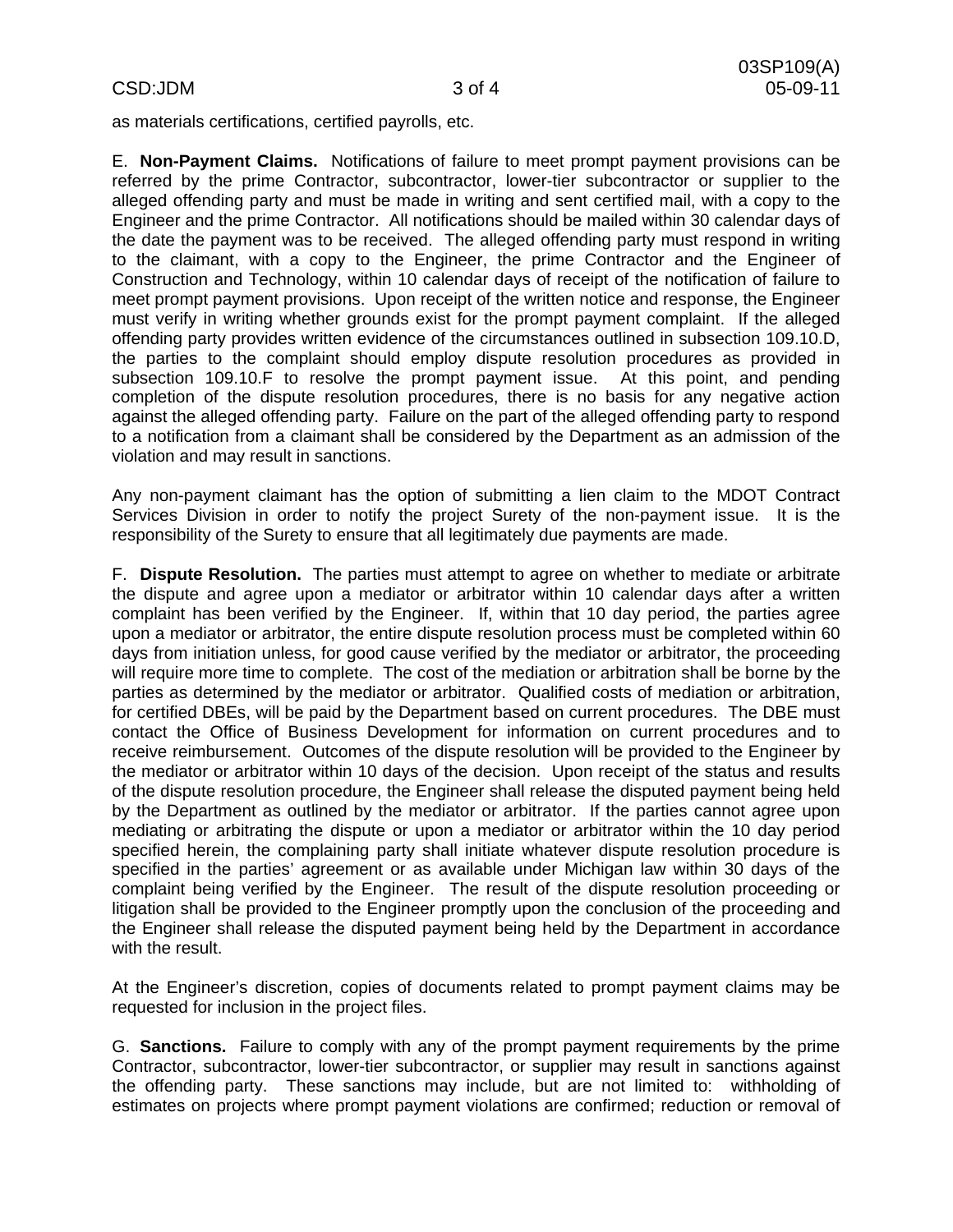as materials certifications, certified payrolls, etc.

E. **Non-Payment Claims.** Notifications of failure to meet prompt payment provisions can be referred by the prime Contractor, subcontractor, lower-tier subcontractor or supplier to the alleged offending party and must be made in writing and sent certified mail, with a copy to the Engineer and the prime Contractor. All notifications should be mailed within 30 calendar days of the date the payment was to be received. The alleged offending party must respond in writing to the claimant, with a copy to the Engineer, the prime Contractor and the Engineer of Construction and Technology, within 10 calendar days of receipt of the notification of failure to meet prompt payment provisions. Upon receipt of the written notice and response, the Engineer must verify in writing whether grounds exist for the prompt payment complaint. If the alleged offending party provides written evidence of the circumstances outlined in subsection 109.10.D, the parties to the complaint should employ dispute resolution procedures as provided in subsection 109.10.F to resolve the prompt payment issue. At this point, and pending completion of the dispute resolution procedures, there is no basis for any negative action against the alleged offending party. Failure on the part of the alleged offending party to respond to a notification from a claimant shall be considered by the Department as an admission of the violation and may result in sanctions.

Any non-payment claimant has the option of submitting a lien claim to the MDOT Contract Services Division in order to notify the project Surety of the non-payment issue. It is the responsibility of the Surety to ensure that all legitimately due payments are made.

F. **Dispute Resolution.** The parties must attempt to agree on whether to mediate or arbitrate the dispute and agree upon a mediator or arbitrator within 10 calendar days after a written complaint has been verified by the Engineer. If, within that 10 day period, the parties agree upon a mediator or arbitrator, the entire dispute resolution process must be completed within 60 days from initiation unless, for good cause verified by the mediator or arbitrator, the proceeding will require more time to complete. The cost of the mediation or arbitration shall be borne by the parties as determined by the mediator or arbitrator. Qualified costs of mediation or arbitration, for certified DBEs, will be paid by the Department based on current procedures. The DBE must contact the Office of Business Development for information on current procedures and to receive reimbursement. Outcomes of the dispute resolution will be provided to the Engineer by the mediator or arbitrator within 10 days of the decision. Upon receipt of the status and results of the dispute resolution procedure, the Engineer shall release the disputed payment being held by the Department as outlined by the mediator or arbitrator. If the parties cannot agree upon mediating or arbitrating the dispute or upon a mediator or arbitrator within the 10 day period specified herein, the complaining party shall initiate whatever dispute resolution procedure is specified in the parties' agreement or as available under Michigan law within 30 days of the complaint being verified by the Engineer. The result of the dispute resolution proceeding or litigation shall be provided to the Engineer promptly upon the conclusion of the proceeding and the Engineer shall release the disputed payment being held by the Department in accordance with the result.

At the Engineer's discretion, copies of documents related to prompt payment claims may be requested for inclusion in the project files.

G. **Sanctions.** Failure to comply with any of the prompt payment requirements by the prime Contractor, subcontractor, lower-tier subcontractor, or supplier may result in sanctions against the offending party. These sanctions may include, but are not limited to: withholding of estimates on projects where prompt payment violations are confirmed; reduction or removal of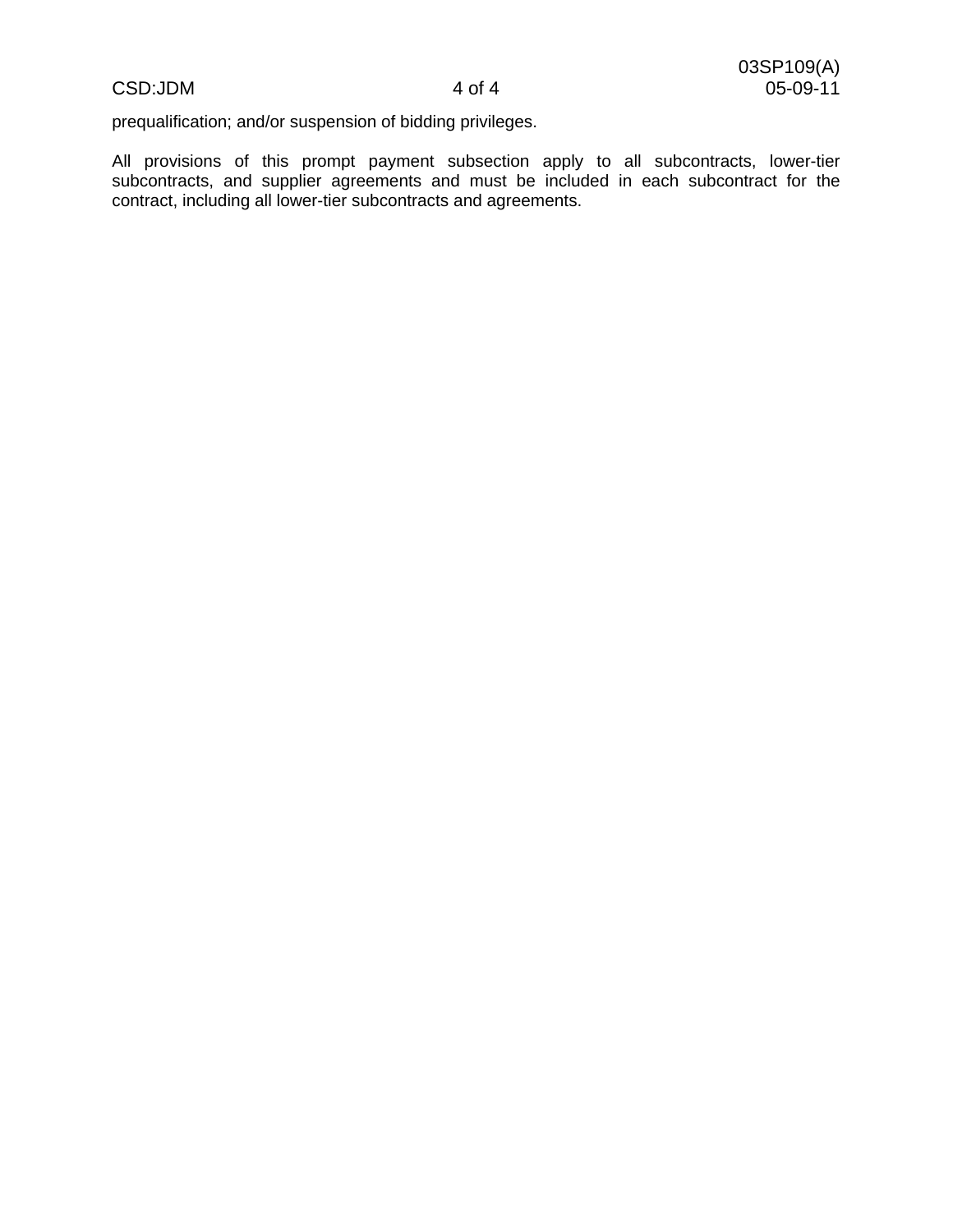prequalification; and/or suspension of bidding privileges.

All provisions of this prompt payment subsection apply to all subcontracts, lower-tier subcontracts, and supplier agreements and must be included in each subcontract for the contract, including all lower-tier subcontracts and agreements.